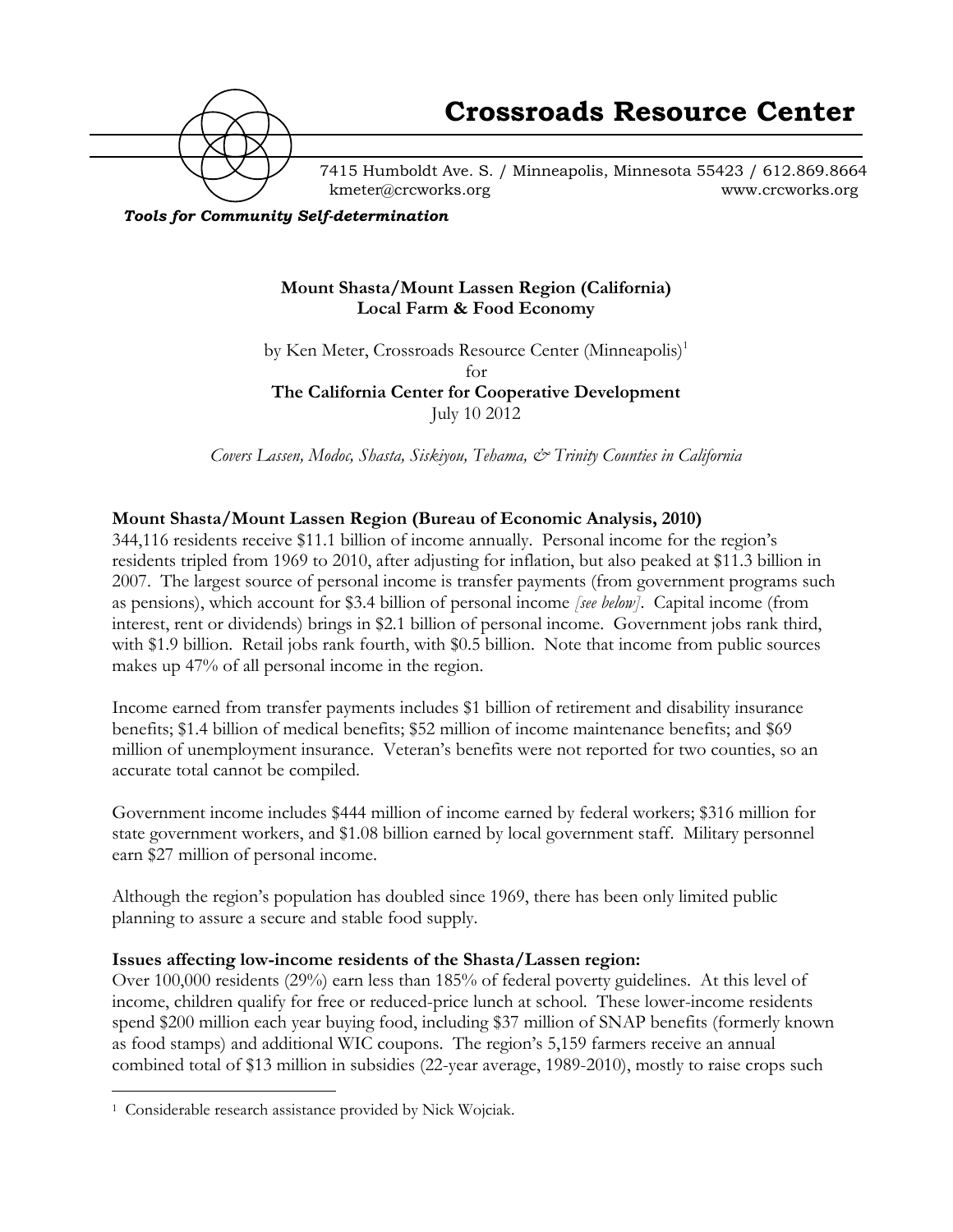# Crossroads Resource Center

7415 Humboldt Ave. S. / Minneapolis, Minnesota 55423 / 612.869.8664
kmeter@crcworks.org www.crcworks.org

***Tools for Community Self-determination***

**Mount Shasta/Mount Lassen Region (California)**
**Local Farm & Food Economy**

by Ken Meter, Crossroads Resource Center (Minneapolis)[1]
for
**The California Center for Cooperative Development**
July 10 2012

*Covers Lassen, Modoc, Shasta, Siskiyou, Tehama, & Trinity Counties in California*

**Mount Shasta/Mount Lassen Region (Bureau of Economic Analysis, 2010)**
344,116 residents receive $11.1 billion of income annually. Personal income for the region's residents tripled from 1969 to 2010, after adjusting for inflation, but also peaked at $11.3 billion in 2007. The largest source of personal income is transfer payments (from government programs such as pensions), which account for $3.4 billion of personal income *[see below]*. Capital income (from interest, rent or dividends) brings in $2.1 billion of personal income. Government jobs rank third, with $1.9 billion. Retail jobs rank fourth, with $0.5 billion. Note that income from public sources makes up 47% of all personal income in the region.

Income earned from transfer payments includes $1 billion of retirement and disability insurance benefits; $1.4 billion of medical benefits; $52 million of income maintenance benefits; and $69 million of unemployment insurance. Veteran's benefits were not reported for two counties, so an accurate total cannot be compiled.

Government income includes $444 million of income earned by federal workers; $316 million for state government workers, and $1.08 billion earned by local government staff. Military personnel earn $27 million of personal income.

Although the region's population has doubled since 1969, there has been only limited public planning to assure a secure and stable food supply.

**Issues affecting low-income residents of the Shasta/Lassen region:**
Over 100,000 residents (29%) earn less than 185% of federal poverty guidelines. At this level of income, children qualify for free or reduced-price lunch at school. These lower-income residents spend $200 million each year buying food, including $37 million of SNAP benefits (formerly known as food stamps) and additional WIC coupons. The region's 5,159 farmers receive an annual combined total of $13 million in subsidies (22-year average, 1989-2010), mostly to raise crops such

---

[1] Considerable research assistance provided by Nick Wojciak.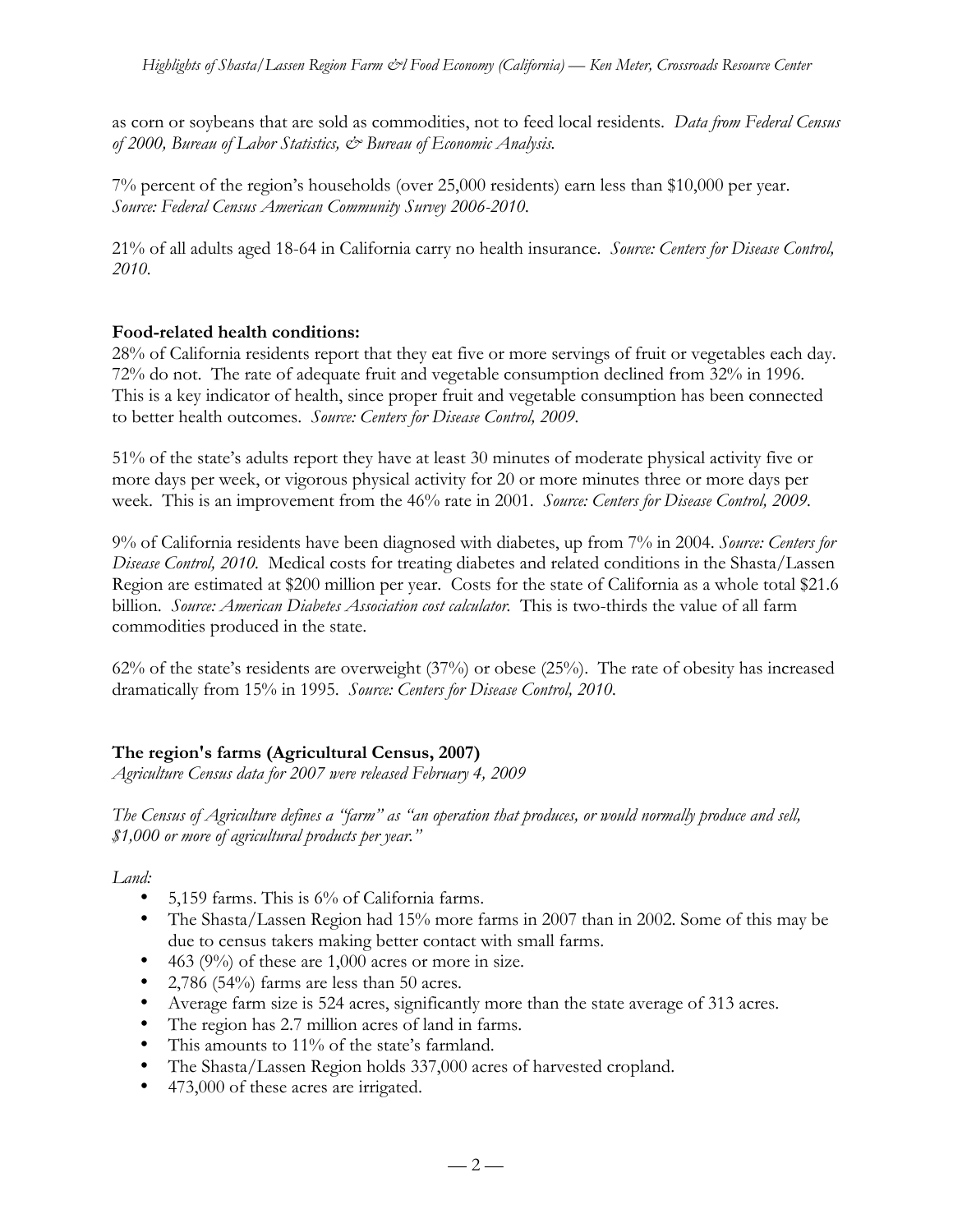as corn or soybeans that are sold as commodities, not to feed local residents. *Data from Federal Census of 2000, Bureau of Labor Statistics, & Bureau of Economic Analysis.*

7% percent of the region's households (over 25,000 residents) earn less than $10,000 per year. *Source: Federal Census American Community Survey 2006-2010.*

21% of all adults aged 18-64 in California carry no health insurance. *Source: Centers for Disease Control, 2010.*

**Food-related health conditions:**

28% of California residents report that they eat five or more servings of fruit or vegetables each day. 72% do not. The rate of adequate fruit and vegetable consumption declined from 32% in 1996. This is a key indicator of health, since proper fruit and vegetable consumption has been connected to better health outcomes. *Source: Centers for Disease Control, 2009.*

51% of the state's adults report they have at least 30 minutes of moderate physical activity five or more days per week, or vigorous physical activity for 20 or more minutes three or more days per week. This is an improvement from the 46% rate in 2001. *Source: Centers for Disease Control, 2009.*

9% of California residents have been diagnosed with diabetes, up from 7% in 2004. *Source: Centers for Disease Control, 2010.* Medical costs for treating diabetes and related conditions in the Shasta/Lassen Region are estimated at $200 million per year. Costs for the state of California as a whole total $21.6 billion. *Source: American Diabetes Association cost calculator.* This is two-thirds the value of all farm commodities produced in the state.

62% of the state's residents are overweight (37%) or obese (25%). The rate of obesity has increased dramatically from 15% in 1995. *Source: Centers for Disease Control, 2010.*

**The region's farms (Agricultural Census, 2007)**

*Agriculture Census data for 2007 were released February 4, 2009*

*The Census of Agriculture defines a "farm" as "an operation that produces, or would normally produce and sell, $1,000 or more of agricultural products per year."*

*Land:*

- 5,159 farms. This is 6% of California farms.
- The Shasta/Lassen Region had 15% more farms in 2007 than in 2002. Some of this may be due to census takers making better contact with small farms.
- 463 (9%) of these are 1,000 acres or more in size.
- 2,786 (54%) farms are less than 50 acres.
- Average farm size is 524 acres, significantly more than the state average of 313 acres.
- The region has 2.7 million acres of land in farms.
- This amounts to 11% of the state's farmland.
- The Shasta/Lassen Region holds 337,000 acres of harvested cropland.
- 473,000 of these acres are irrigated.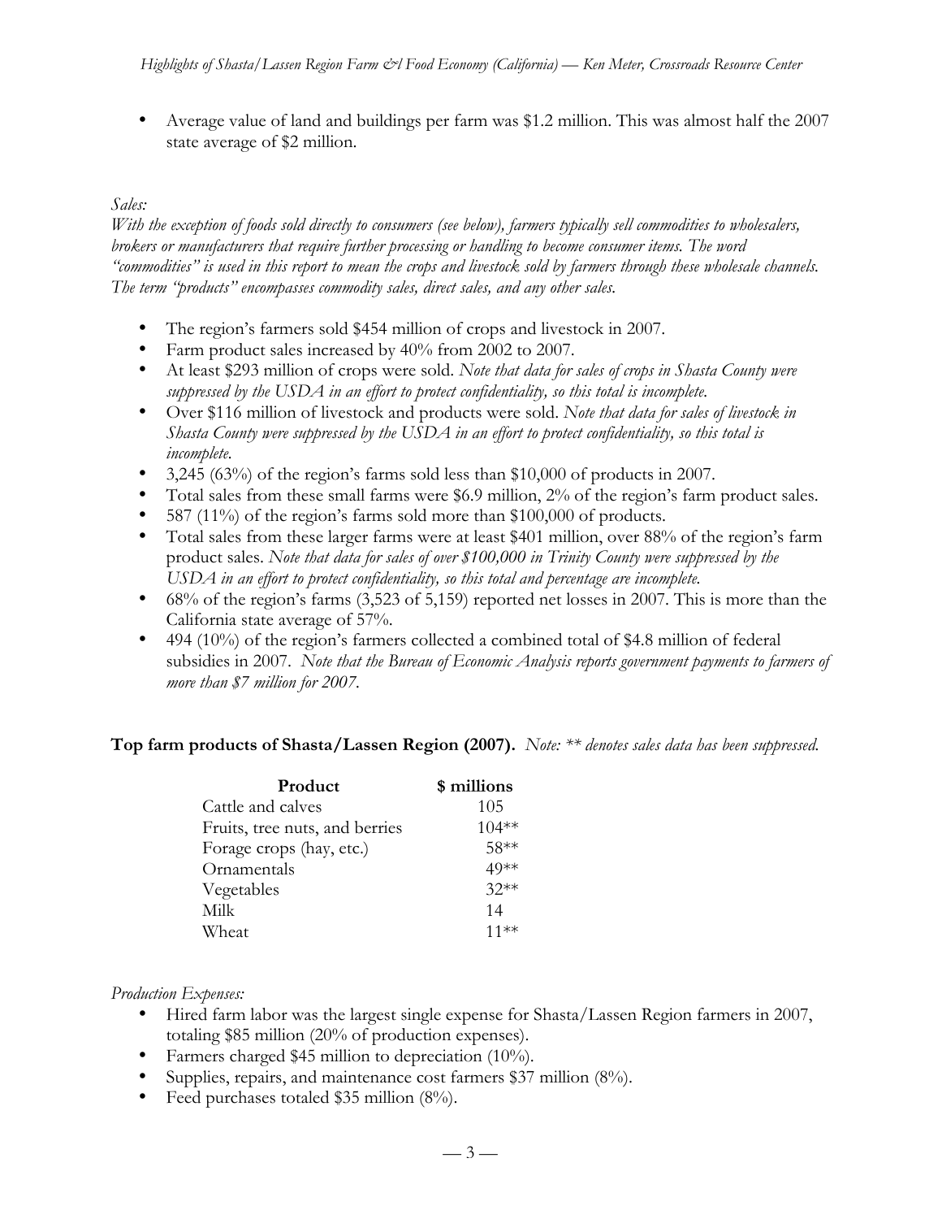- Average value of land and buildings per farm was $1.2 million. This was almost half the 2007 state average of $2 million.

*Sales:*

*With the exception of foods sold directly to consumers (see below), farmers typically sell commodities to wholesalers, brokers or manufacturers that require further processing or handling to become consumer items. The word "commodities" is used in this report to mean the crops and livestock sold by farmers through these wholesale channels. The term "products" encompasses commodity sales, direct sales, and any other sales.*

- The region's farmers sold $454 million of crops and livestock in 2007.
- Farm product sales increased by 40% from 2002 to 2007.
- At least $293 million of crops were sold. *Note that data for sales of crops in Shasta County were suppressed by the USDA in an effort to protect confidentiality, so this total is incomplete.*
- Over $116 million of livestock and products were sold. *Note that data for sales of livestock in Shasta County were suppressed by the USDA in an effort to protect confidentiality, so this total is incomplete.*
- 3,245 (63%) of the region's farms sold less than $10,000 of products in 2007.
- Total sales from these small farms were $6.9 million, 2% of the region's farm product sales.
- 587 (11%) of the region's farms sold more than $100,000 of products.
- Total sales from these larger farms were at least $401 million, over 88% of the region's farm product sales. *Note that data for sales of over $100,000 in Trinity County were suppressed by the USDA in an effort to protect confidentiality, so this total and percentage are incomplete.*
- 68% of the region's farms (3,523 of 5,159) reported net losses in 2007. This is more than the California state average of 57%.
- 494 (10%) of the region's farmers collected a combined total of $4.8 million of federal subsidies in 2007. *Note that the Bureau of Economic Analysis reports government payments to farmers of more than $7 million for 2007.*

**Top farm products of Shasta/Lassen Region (2007).** *Note: ** denotes sales data has been suppressed.*

| Product | $ millions |
|---|---|
| Cattle and calves | 105 |
| Fruits, tree nuts, and berries | 104** |
| Forage crops (hay, etc.) | 58** |
| Ornamentals | 49** |
| Vegetables | 32** |
| Milk | 14 |
| Wheat | 11** |

*Production Expenses:*

- Hired farm labor was the largest single expense for Shasta/Lassen Region farmers in 2007, totaling $85 million (20% of production expenses).
- Farmers charged $45 million to depreciation (10%).
- Supplies, repairs, and maintenance cost farmers $37 million (8%).
- Feed purchases totaled $35 million (8%).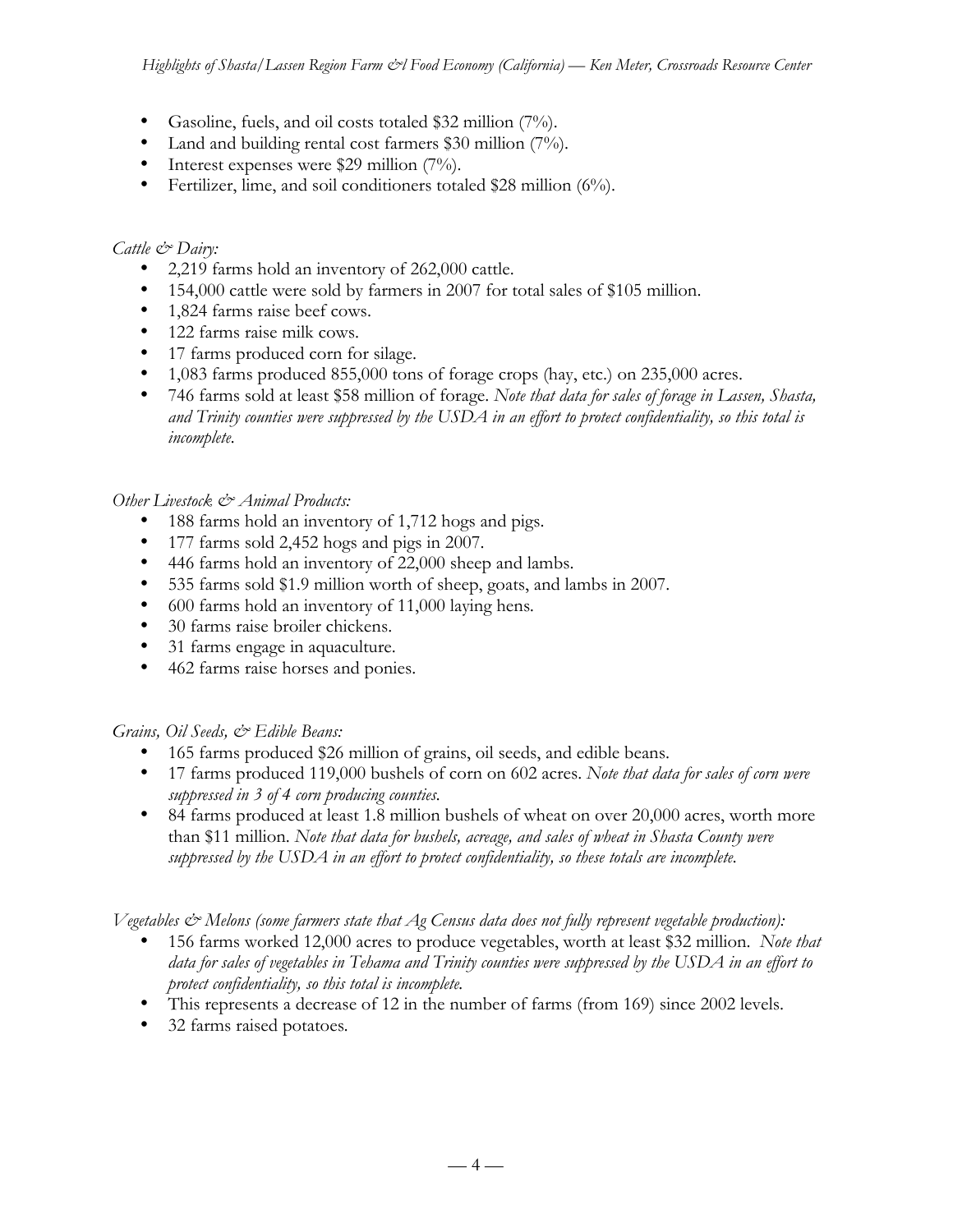- Gasoline, fuels, and oil costs totaled $32 million (7%).
- Land and building rental cost farmers $30 million (7%).
- Interest expenses were $29 million (7%).
- Fertilizer, lime, and soil conditioners totaled $28 million (6%).

*Cattle & Dairy:*

- 2,219 farms hold an inventory of 262,000 cattle.
- 154,000 cattle were sold by farmers in 2007 for total sales of $105 million.
- 1,824 farms raise beef cows.
- 122 farms raise milk cows.
- 17 farms produced corn for silage.
- 1,083 farms produced 855,000 tons of forage crops (hay, etc.) on 235,000 acres.
- 746 farms sold at least $58 million of forage. *Note that data for sales of forage in Lassen, Shasta, and Trinity counties were suppressed by the USDA in an effort to protect confidentiality, so this total is incomplete.*

*Other Livestock & Animal Products:*

- 188 farms hold an inventory of 1,712 hogs and pigs.
- 177 farms sold 2,452 hogs and pigs in 2007.
- 446 farms hold an inventory of 22,000 sheep and lambs.
- 535 farms sold $1.9 million worth of sheep, goats, and lambs in 2007.
- 600 farms hold an inventory of 11,000 laying hens.
- 30 farms raise broiler chickens.
- 31 farms engage in aquaculture.
- 462 farms raise horses and ponies.

*Grains, Oil Seeds, & Edible Beans:*

- 165 farms produced $26 million of grains, oil seeds, and edible beans.
- 17 farms produced 119,000 bushels of corn on 602 acres. *Note that data for sales of corn were suppressed in 3 of 4 corn producing counties.*
- 84 farms produced at least 1.8 million bushels of wheat on over 20,000 acres, worth more than $11 million. *Note that data for bushels, acreage, and sales of wheat in Shasta County were suppressed by the USDA in an effort to protect confidentiality, so these totals are incomplete.*

*Vegetables & Melons (some farmers state that Ag Census data does not fully represent vegetable production):*

- 156 farms worked 12,000 acres to produce vegetables, worth at least $32 million. *Note that data for sales of vegetables in Tehama and Trinity counties were suppressed by the USDA in an effort to protect confidentiality, so this total is incomplete.*
- This represents a decrease of 12 in the number of farms (from 169) since 2002 levels.
- 32 farms raised potatoes.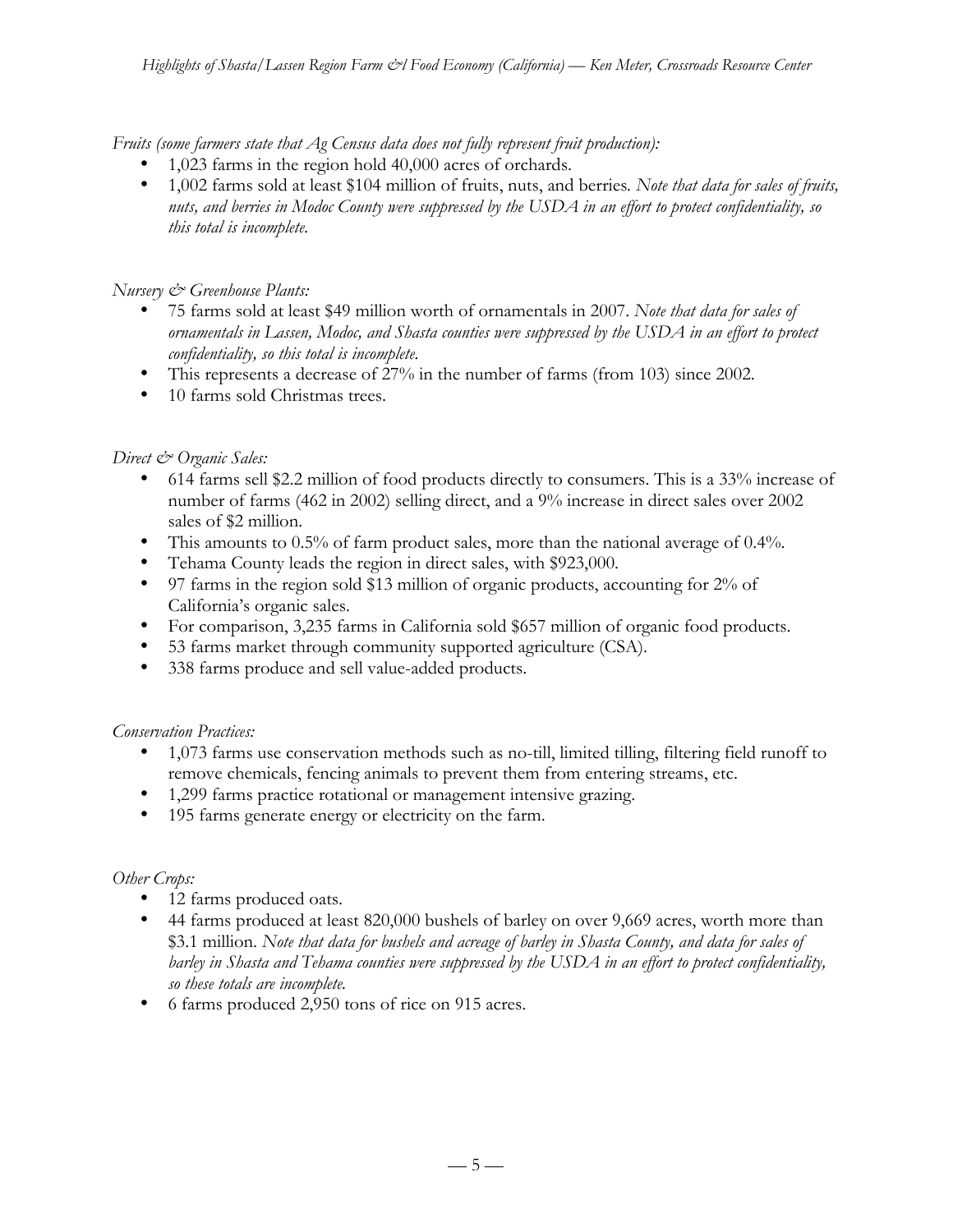*Fruits (some farmers state that Ag Census data does not fully represent fruit production):*

- 1,023 farms in the region hold 40,000 acres of orchards.
- 1,002 farms sold at least $104 million of fruits, nuts, and berries. *Note that data for sales of fruits, nuts, and berries in Modoc County were suppressed by the USDA in an effort to protect confidentiality, so this total is incomplete.*

*Nursery & Greenhouse Plants:*

- 75 farms sold at least $49 million worth of ornamentals in 2007. *Note that data for sales of ornamentals in Lassen, Modoc, and Shasta counties were suppressed by the USDA in an effort to protect confidentiality, so this total is incomplete.*
- This represents a decrease of 27% in the number of farms (from 103) since 2002.
- 10 farms sold Christmas trees.

*Direct & Organic Sales:*

- 614 farms sell $2.2 million of food products directly to consumers. This is a 33% increase of number of farms (462 in 2002) selling direct, and a 9% increase in direct sales over 2002 sales of $2 million.
- This amounts to 0.5% of farm product sales, more than the national average of 0.4%.
- Tehama County leads the region in direct sales, with $923,000.
- 97 farms in the region sold $13 million of organic products, accounting for 2% of California's organic sales.
- For comparison, 3,235 farms in California sold $657 million of organic food products.
- 53 farms market through community supported agriculture (CSA).
- 338 farms produce and sell value-added products.

*Conservation Practices:*

- 1,073 farms use conservation methods such as no-till, limited tilling, filtering field runoff to remove chemicals, fencing animals to prevent them from entering streams, etc.
- 1,299 farms practice rotational or management intensive grazing.
- 195 farms generate energy or electricity on the farm.

*Other Crops:*

- 12 farms produced oats.
- 44 farms produced at least 820,000 bushels of barley on over 9,669 acres, worth more than $3.1 million. *Note that data for bushels and acreage of barley in Shasta County, and data for sales of barley in Shasta and Tehama counties were suppressed by the USDA in an effort to protect confidentiality, so these totals are incomplete.*
- 6 farms produced 2,950 tons of rice on 915 acres.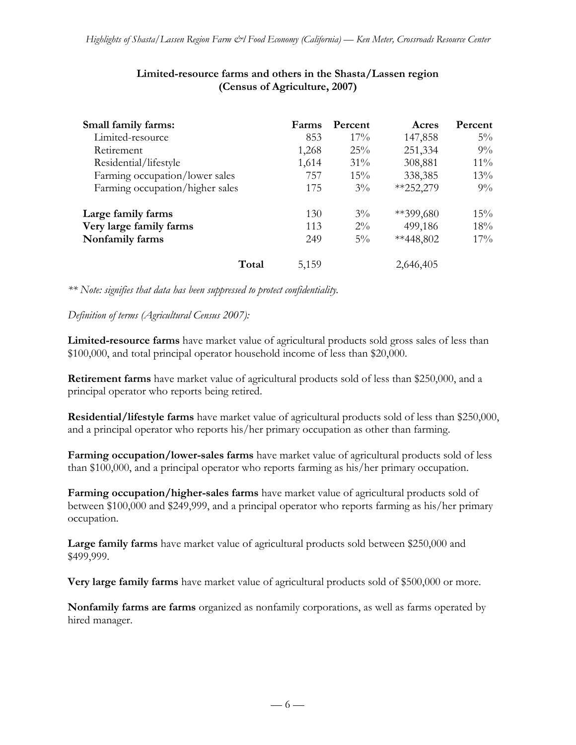**Limited-resource farms and others in the Shasta/Lassen region (Census of Agriculture, 2007)**

| Small family farms: | Farms | Percent | Acres | Percent |
|---|---|---|---|---|
| Limited-resource | 853 | 17% | 147,858 | 5% |
| Retirement | 1,268 | 25% | 251,334 | 9% |
| Residential/lifestyle | 1,614 | 31% | 308,881 | 11% |
| Farming occupation/lower sales | 757 | 15% | 338,385 | 13% |
| Farming occupation/higher sales | 175 | 3% | **252,279 | 9% |
| **Large family farms** | 130 | 3% | **399,680 | 15% |
| **Very large family farms** | 113 | 2% | 499,186 | 18% |
| **Nonfamily farms** | 249 | 5% | **448,802 | 17% |
| **Total** | 5,159 | | 2,646,405 | |

*** Note: signifies that data has been suppressed to protect confidentiality.*

*Definition of terms (Agricultural Census 2007):*

**Limited-resource farms** have market value of agricultural products sold gross sales of less than $100,000, and total principal operator household income of less than $20,000.

**Retirement farms** have market value of agricultural products sold of less than $250,000, and a principal operator who reports being retired.

**Residential/lifestyle farms** have market value of agricultural products sold of less than $250,000, and a principal operator who reports his/her primary occupation as other than farming.

**Farming occupation/lower-sales farms** have market value of agricultural products sold of less than $100,000, and a principal operator who reports farming as his/her primary occupation.

**Farming occupation/higher-sales farms** have market value of agricultural products sold of between $100,000 and $249,999, and a principal operator who reports farming as his/her primary occupation.

**Large family farms** have market value of agricultural products sold between $250,000 and $499,999.

**Very large family farms** have market value of agricultural products sold of $500,000 or more.

**Nonfamily farms are farms** organized as nonfamily corporations, as well as farms operated by hired manager.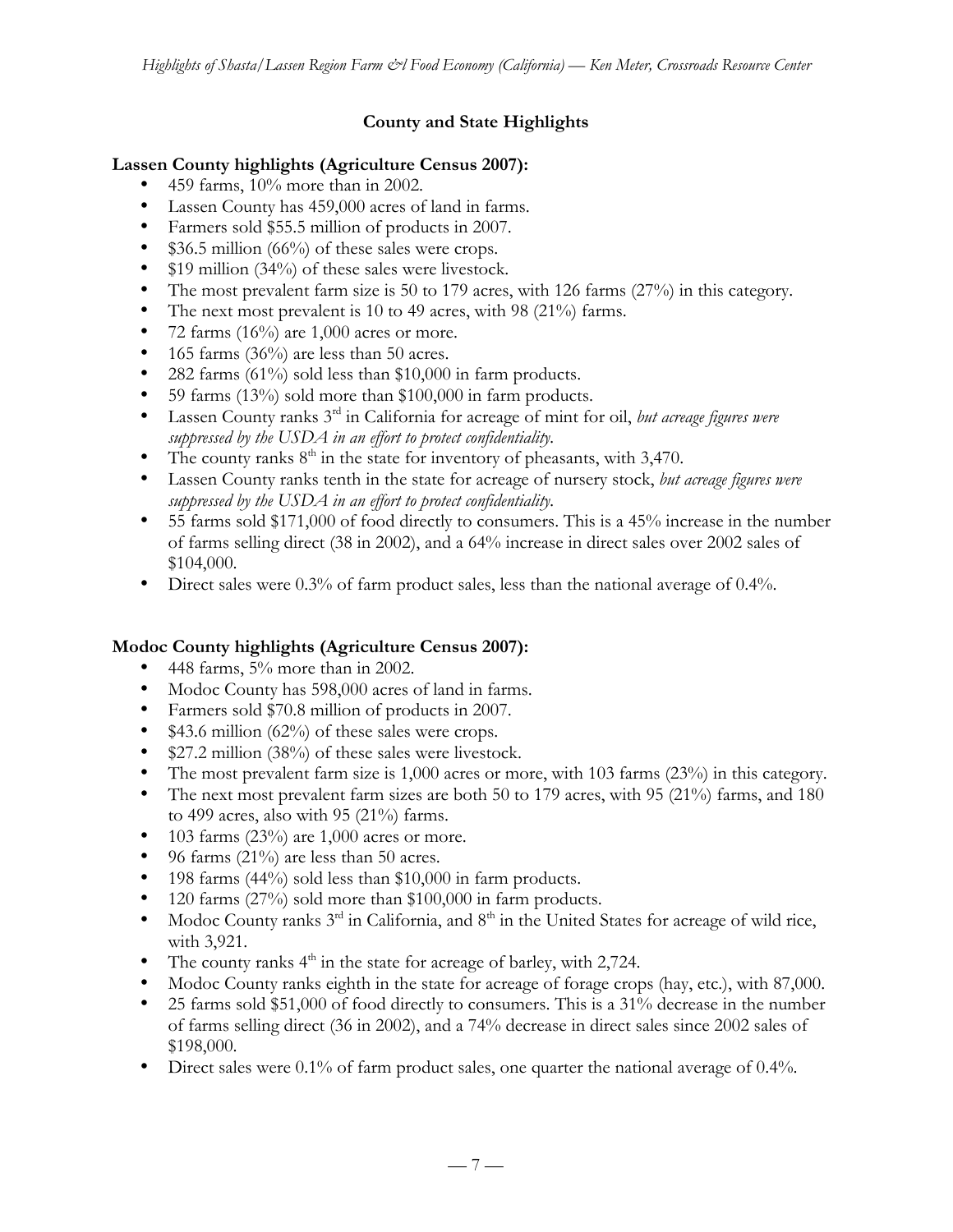## County and State Highlights

### Lassen County highlights (Agriculture Census 2007):

- 459 farms, 10% more than in 2002.
- Lassen County has 459,000 acres of land in farms.
- Farmers sold $55.5 million of products in 2007.
- $36.5 million (66%) of these sales were crops.
- $19 million (34%) of these sales were livestock.
- The most prevalent farm size is 50 to 179 acres, with 126 farms (27%) in this category.
- The next most prevalent is 10 to 49 acres, with 98 (21%) farms.
- 72 farms (16%) are 1,000 acres or more.
- 165 farms (36%) are less than 50 acres.
- 282 farms (61%) sold less than $10,000 in farm products.
- 59 farms (13%) sold more than $100,000 in farm products.
- Lassen County ranks 3rd in California for acreage of mint for oil, *but acreage figures were suppressed by the USDA in an effort to protect confidentiality.*
- The county ranks 8th in the state for inventory of pheasants, with 3,470.
- Lassen County ranks tenth in the state for acreage of nursery stock, *but acreage figures were suppressed by the USDA in an effort to protect confidentiality.*
- 55 farms sold $171,000 of food directly to consumers. This is a 45% increase in the number of farms selling direct (38 in 2002), and a 64% increase in direct sales over 2002 sales of $104,000.
- Direct sales were 0.3% of farm product sales, less than the national average of 0.4%.

### Modoc County highlights (Agriculture Census 2007):

- 448 farms, 5% more than in 2002.
- Modoc County has 598,000 acres of land in farms.
- Farmers sold $70.8 million of products in 2007.
- $43.6 million (62%) of these sales were crops.
- $27.2 million (38%) of these sales were livestock.
- The most prevalent farm size is 1,000 acres or more, with 103 farms (23%) in this category.
- The next most prevalent farm sizes are both 50 to 179 acres, with 95 (21%) farms, and 180 to 499 acres, also with 95 (21%) farms.
- 103 farms (23%) are 1,000 acres or more.
- 96 farms (21%) are less than 50 acres.
- 198 farms (44%) sold less than $10,000 in farm products.
- 120 farms (27%) sold more than $100,000 in farm products.
- Modoc County ranks 3rd in California, and 8th in the United States for acreage of wild rice, with 3,921.
- The county ranks 4th in the state for acreage of barley, with 2,724.
- Modoc County ranks eighth in the state for acreage of forage crops (hay, etc.), with 87,000.
- 25 farms sold $51,000 of food directly to consumers. This is a 31% decrease in the number of farms selling direct (36 in 2002), and a 74% decrease in direct sales since 2002 sales of $198,000.
- Direct sales were 0.1% of farm product sales, one quarter the national average of 0.4%.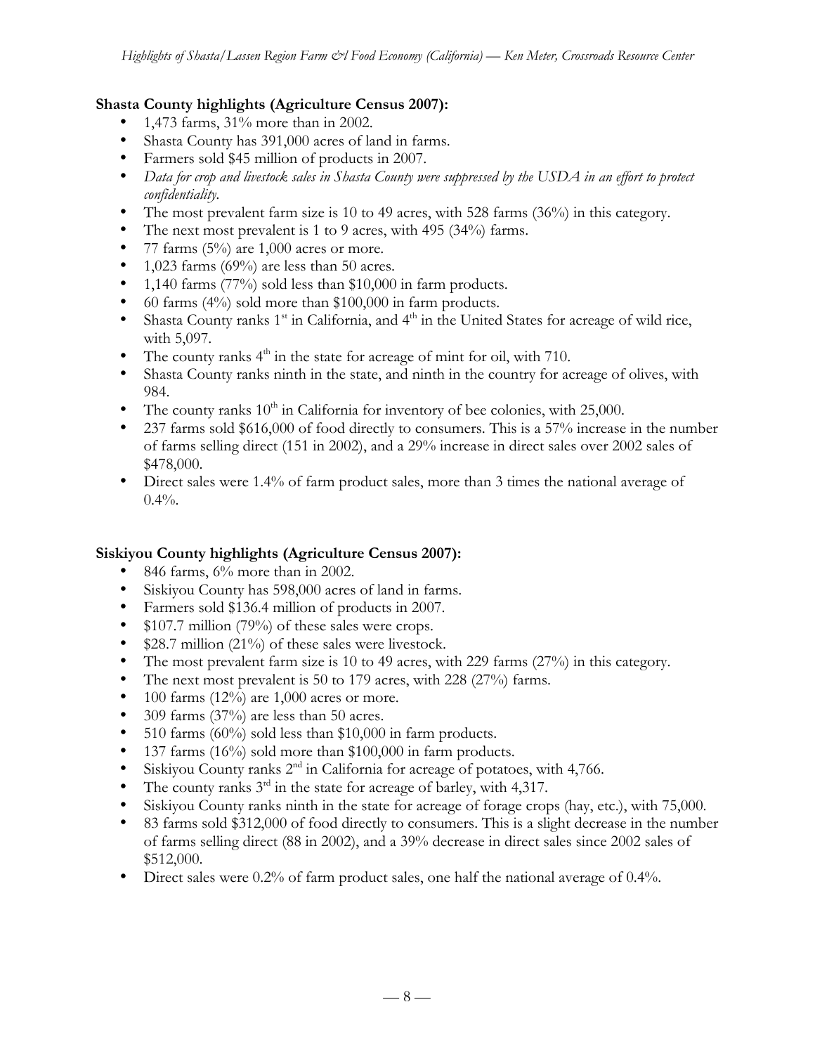**Shasta County highlights (Agriculture Census 2007):**

- 1,473 farms, 31% more than in 2002.
- Shasta County has 391,000 acres of land in farms.
- Farmers sold $45 million of products in 2007.
- *Data for crop and livestock sales in Shasta County were suppressed by the USDA in an effort to protect confidentiality.*
- The most prevalent farm size is 10 to 49 acres, with 528 farms (36%) in this category.
- The next most prevalent is 1 to 9 acres, with 495 (34%) farms.
- 77 farms (5%) are 1,000 acres or more.
- 1,023 farms (69%) are less than 50 acres.
- 1,140 farms (77%) sold less than $10,000 in farm products.
- 60 farms (4%) sold more than $100,000 in farm products.
- Shasta County ranks 1st in California, and 4th in the United States for acreage of wild rice, with 5,097.
- The county ranks 4th in the state for acreage of mint for oil, with 710.
- Shasta County ranks ninth in the state, and ninth in the country for acreage of olives, with 984.
- The county ranks 10th in California for inventory of bee colonies, with 25,000.
- 237 farms sold $616,000 of food directly to consumers. This is a 57% increase in the number of farms selling direct (151 in 2002), and a 29% increase in direct sales over 2002 sales of $478,000.
- Direct sales were 1.4% of farm product sales, more than 3 times the national average of 0.4%.

**Siskiyou County highlights (Agriculture Census 2007):**

- 846 farms, 6% more than in 2002.
- Siskiyou County has 598,000 acres of land in farms.
- Farmers sold $136.4 million of products in 2007.
- $107.7 million (79%) of these sales were crops.
- $28.7 million (21%) of these sales were livestock.
- The most prevalent farm size is 10 to 49 acres, with 229 farms (27%) in this category.
- The next most prevalent is 50 to 179 acres, with 228 (27%) farms.
- 100 farms (12%) are 1,000 acres or more.
- 309 farms (37%) are less than 50 acres.
- 510 farms (60%) sold less than $10,000 in farm products.
- 137 farms (16%) sold more than $100,000 in farm products.
- Siskiyou County ranks 2nd in California for acreage of potatoes, with 4,766.
- The county ranks 3rd in the state for acreage of barley, with 4,317.
- Siskiyou County ranks ninth in the state for acreage of forage crops (hay, etc.), with 75,000.
- 83 farms sold $312,000 of food directly to consumers. This is a slight decrease in the number of farms selling direct (88 in 2002), and a 39% decrease in direct sales since 2002 sales of $512,000.
- Direct sales were 0.2% of farm product sales, one half the national average of 0.4%.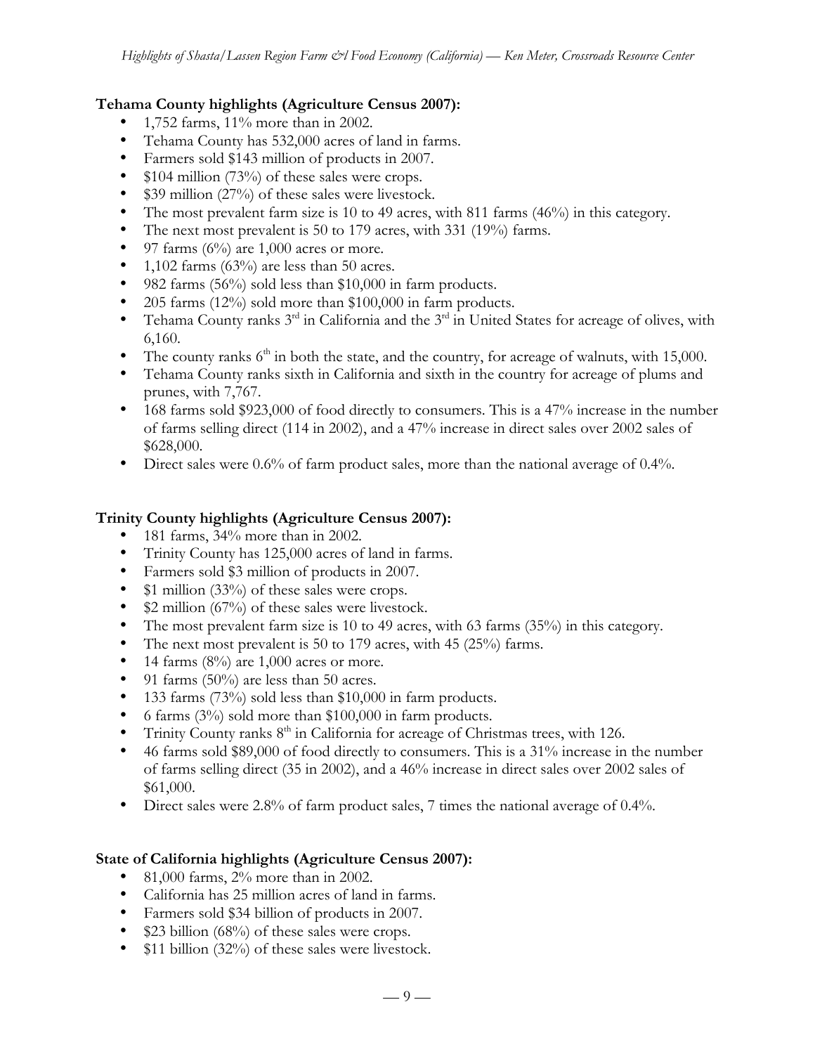**Tehama County highlights (Agriculture Census 2007):**

- 1,752 farms, 11% more than in 2002.
- Tehama County has 532,000 acres of land in farms.
- Farmers sold $143 million of products in 2007.
- $104 million (73%) of these sales were crops.
- $39 million (27%) of these sales were livestock.
- The most prevalent farm size is 10 to 49 acres, with 811 farms (46%) in this category.
- The next most prevalent is 50 to 179 acres, with 331 (19%) farms.
- 97 farms (6%) are 1,000 acres or more.
- 1,102 farms (63%) are less than 50 acres.
- 982 farms (56%) sold less than $10,000 in farm products.
- 205 farms (12%) sold more than $100,000 in farm products.
- Tehama County ranks 3rd in California and the 3rd in United States for acreage of olives, with 6,160.
- The county ranks 6th in both the state, and the country, for acreage of walnuts, with 15,000.
- Tehama County ranks sixth in California and sixth in the country for acreage of plums and prunes, with 7,767.
- 168 farms sold $923,000 of food directly to consumers. This is a 47% increase in the number of farms selling direct (114 in 2002), and a 47% increase in direct sales over 2002 sales of $628,000.
- Direct sales were 0.6% of farm product sales, more than the national average of 0.4%.

**Trinity County highlights (Agriculture Census 2007):**

- 181 farms, 34% more than in 2002.
- Trinity County has 125,000 acres of land in farms.
- Farmers sold $3 million of products in 2007.
- $1 million (33%) of these sales were crops.
- $2 million (67%) of these sales were livestock.
- The most prevalent farm size is 10 to 49 acres, with 63 farms (35%) in this category.
- The next most prevalent is 50 to 179 acres, with 45 (25%) farms.
- 14 farms (8%) are 1,000 acres or more.
- 91 farms (50%) are less than 50 acres.
- 133 farms (73%) sold less than $10,000 in farm products.
- 6 farms (3%) sold more than $100,000 in farm products.
- Trinity County ranks 8th in California for acreage of Christmas trees, with 126.
- 46 farms sold $89,000 of food directly to consumers. This is a 31% increase in the number of farms selling direct (35 in 2002), and a 46% increase in direct sales over 2002 sales of $61,000.
- Direct sales were 2.8% of farm product sales, 7 times the national average of 0.4%.

**State of California highlights (Agriculture Census 2007):**

- 81,000 farms, 2% more than in 2002.
- California has 25 million acres of land in farms.
- Farmers sold $34 billion of products in 2007.
- $23 billion (68%) of these sales were crops.
- $11 billion (32%) of these sales were livestock.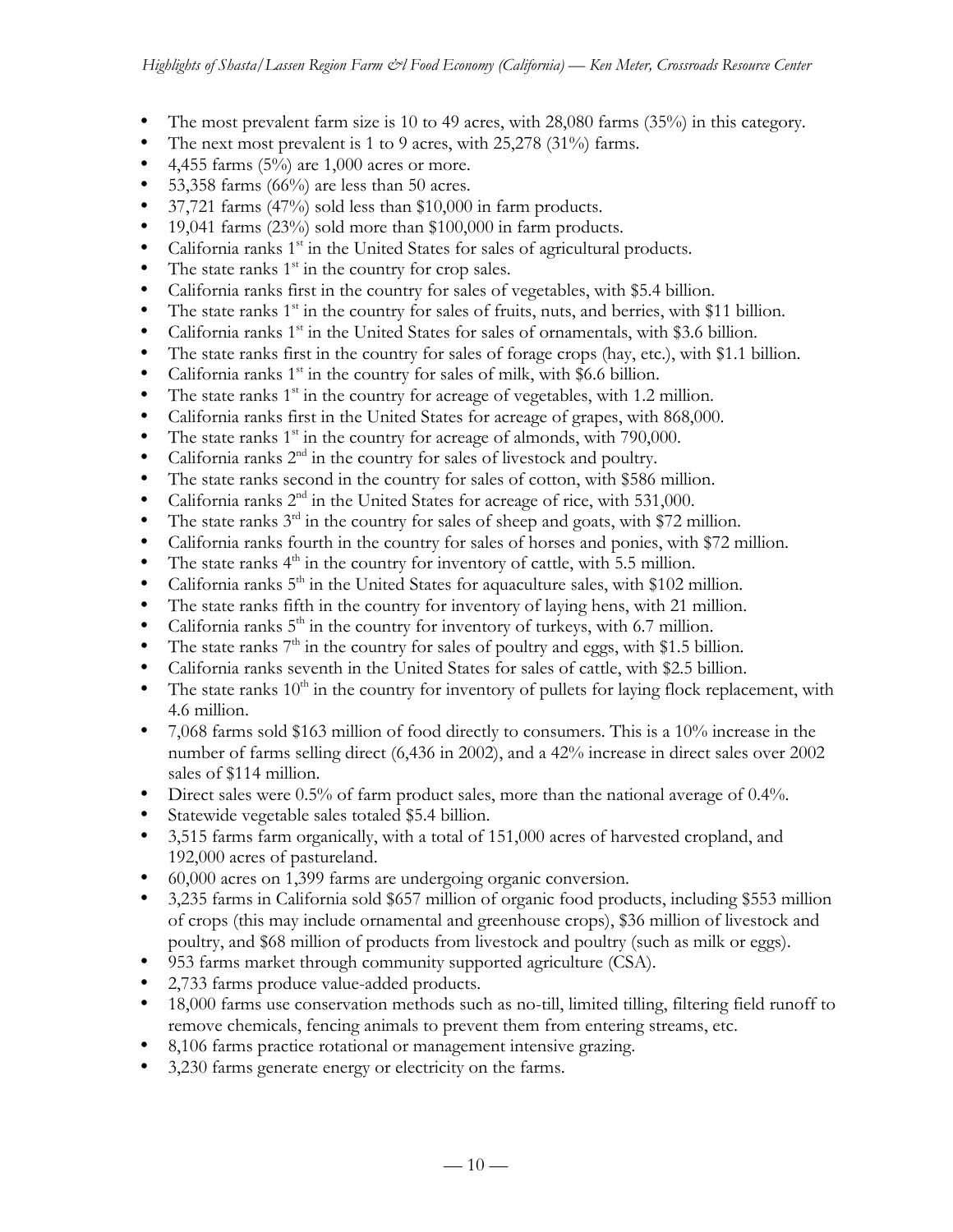- The most prevalent farm size is 10 to 49 acres, with 28,080 farms (35%) in this category.
- The next most prevalent is 1 to 9 acres, with 25,278 (31%) farms.
- 4,455 farms (5%) are 1,000 acres or more.
- 53,358 farms (66%) are less than 50 acres.
- 37,721 farms (47%) sold less than $10,000 in farm products.
- 19,041 farms (23%) sold more than $100,000 in farm products.
- California ranks 1st in the United States for sales of agricultural products.
- The state ranks 1st in the country for crop sales.
- California ranks first in the country for sales of vegetables, with $5.4 billion.
- The state ranks 1st in the country for sales of fruits, nuts, and berries, with $11 billion.
- California ranks 1st in the United States for sales of ornamentals, with $3.6 billion.
- The state ranks first in the country for sales of forage crops (hay, etc.), with $1.1 billion.
- California ranks 1st in the country for sales of milk, with $6.6 billion.
- The state ranks 1st in the country for acreage of vegetables, with 1.2 million.
- California ranks first in the United States for acreage of grapes, with 868,000.
- The state ranks 1st in the country for acreage of almonds, with 790,000.
- California ranks 2nd in the country for sales of livestock and poultry.
- The state ranks second in the country for sales of cotton, with $586 million.
- California ranks 2nd in the United States for acreage of rice, with 531,000.
- The state ranks 3rd in the country for sales of sheep and goats, with $72 million.
- California ranks fourth in the country for sales of horses and ponies, with $72 million.
- The state ranks 4th in the country for inventory of cattle, with 5.5 million.
- California ranks 5th in the United States for aquaculture sales, with $102 million.
- The state ranks fifth in the country for inventory of laying hens, with 21 million.
- California ranks 5th in the country for inventory of turkeys, with 6.7 million.
- The state ranks 7th in the country for sales of poultry and eggs, with $1.5 billion.
- California ranks seventh in the United States for sales of cattle, with $2.5 billion.
- The state ranks 10th in the country for inventory of pullets for laying flock replacement, with 4.6 million.
- 7,068 farms sold $163 million of food directly to consumers. This is a 10% increase in the number of farms selling direct (6,436 in 2002), and a 42% increase in direct sales over 2002 sales of $114 million.
- Direct sales were 0.5% of farm product sales, more than the national average of 0.4%.
- Statewide vegetable sales totaled $5.4 billion.
- 3,515 farms farm organically, with a total of 151,000 acres of harvested cropland, and 192,000 acres of pastureland.
- 60,000 acres on 1,399 farms are undergoing organic conversion.
- 3,235 farms in California sold $657 million of organic food products, including $553 million of crops (this may include ornamental and greenhouse crops), $36 million of livestock and poultry, and $68 million of products from livestock and poultry (such as milk or eggs).
- 953 farms market through community supported agriculture (CSA).
- 2,733 farms produce value-added products.
- 18,000 farms use conservation methods such as no-till, limited tilling, filtering field runoff to remove chemicals, fencing animals to prevent them from entering streams, etc.
- 8,106 farms practice rotational or management intensive grazing.
- 3,230 farms generate energy or electricity on the farms.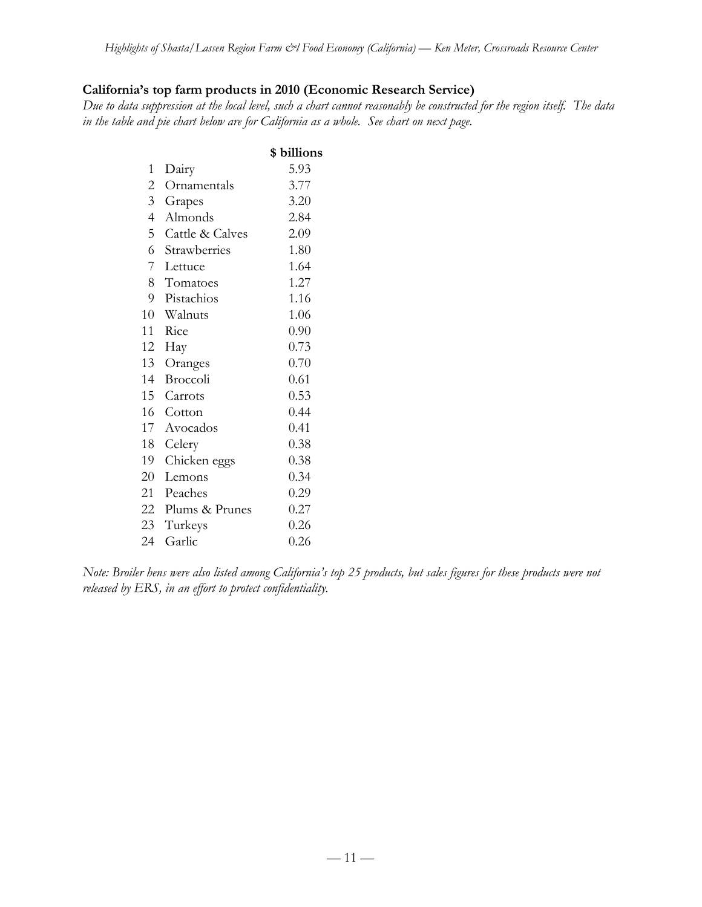**California's top farm products in 2010 (Economic Research Service)**

*Due to data suppression at the local level, such a chart cannot reasonably be constructed for the region itself. The data in the table and pie chart below are for California as a whole. See chart on next page.*

| | | **$ billions** |
|---|---|---|
| 1 | Dairy | 5.93 |
| 2 | Ornamentals | 3.77 |
| 3 | Grapes | 3.20 |
| 4 | Almonds | 2.84 |
| 5 | Cattle & Calves | 2.09 |
| 6 | Strawberries | 1.80 |
| 7 | Lettuce | 1.64 |
| 8 | Tomatoes | 1.27 |
| 9 | Pistachios | 1.16 |
| 10 | Walnuts | 1.06 |
| 11 | Rice | 0.90 |
| 12 | Hay | 0.73 |
| 13 | Oranges | 0.70 |
| 14 | Broccoli | 0.61 |
| 15 | Carrots | 0.53 |
| 16 | Cotton | 0.44 |
| 17 | Avocados | 0.41 |
| 18 | Celery | 0.38 |
| 19 | Chicken eggs | 0.38 |
| 20 | Lemons | 0.34 |
| 21 | Peaches | 0.29 |
| 22 | Plums & Prunes | 0.27 |
| 23 | Turkeys | 0.26 |
| 24 | Garlic | 0.26 |

*Note: Broiler hens were also listed among California's top 25 products, but sales figures for these products were not released by ERS, in an effort to protect confidentiality.*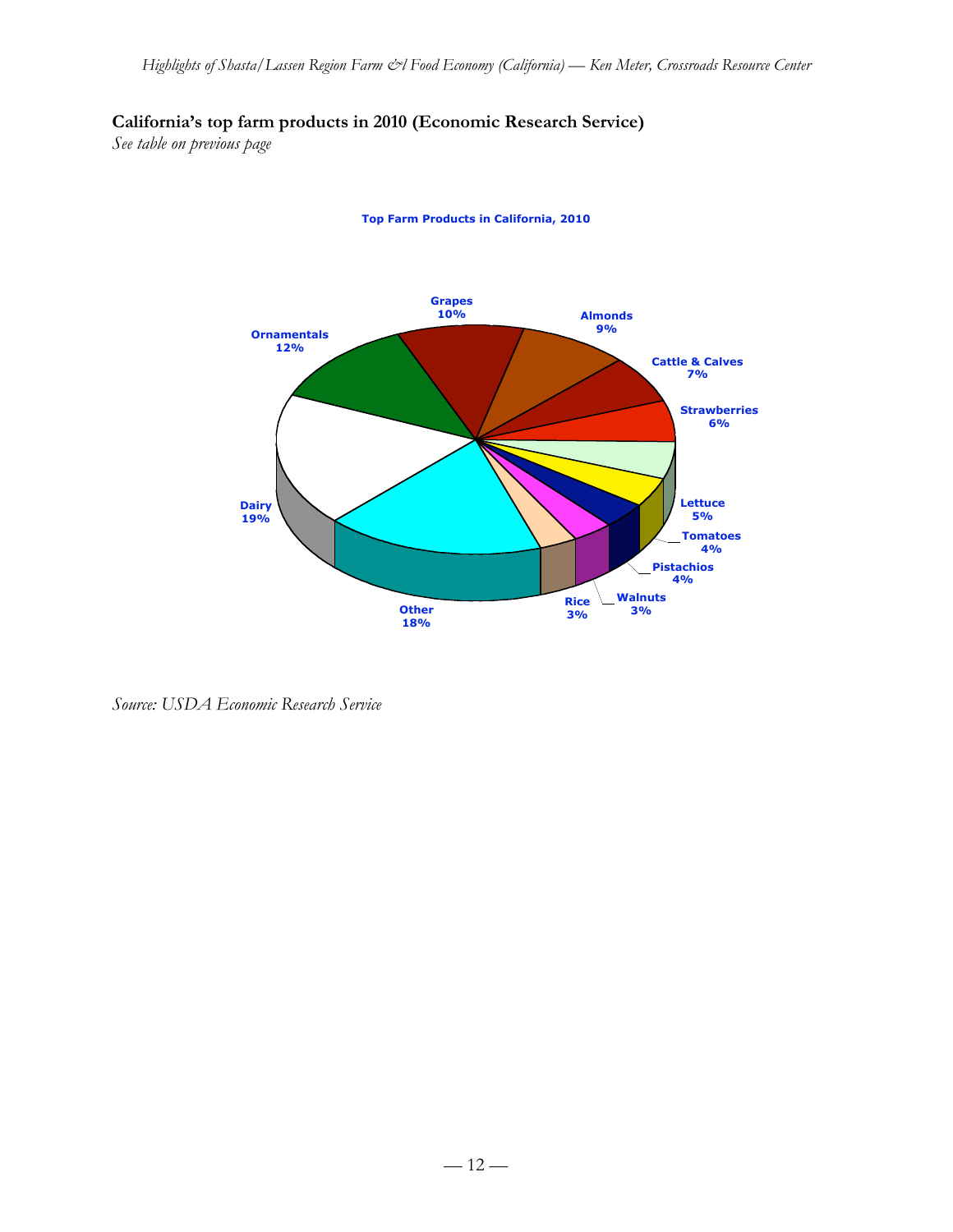**California's top farm products in 2010 (Economic Research Service)**

*See table on previous page*

Top Farm Products in California, 2010

| Product | Share |
| --- | --- |
| Dairy | 19% |
| Ornamentals | 12% |
| Grapes | 10% |
| Almonds | 9% |
| Cattle & Calves | 7% |
| Strawberries | 6% |
| Lettuce | 5% |
| Tomatoes | 4% |
| Pistachios | 4% |
| Walnuts | 3% |
| Rice | 3% |
| Other | 18% |

*Source: USDA Economic Research Service*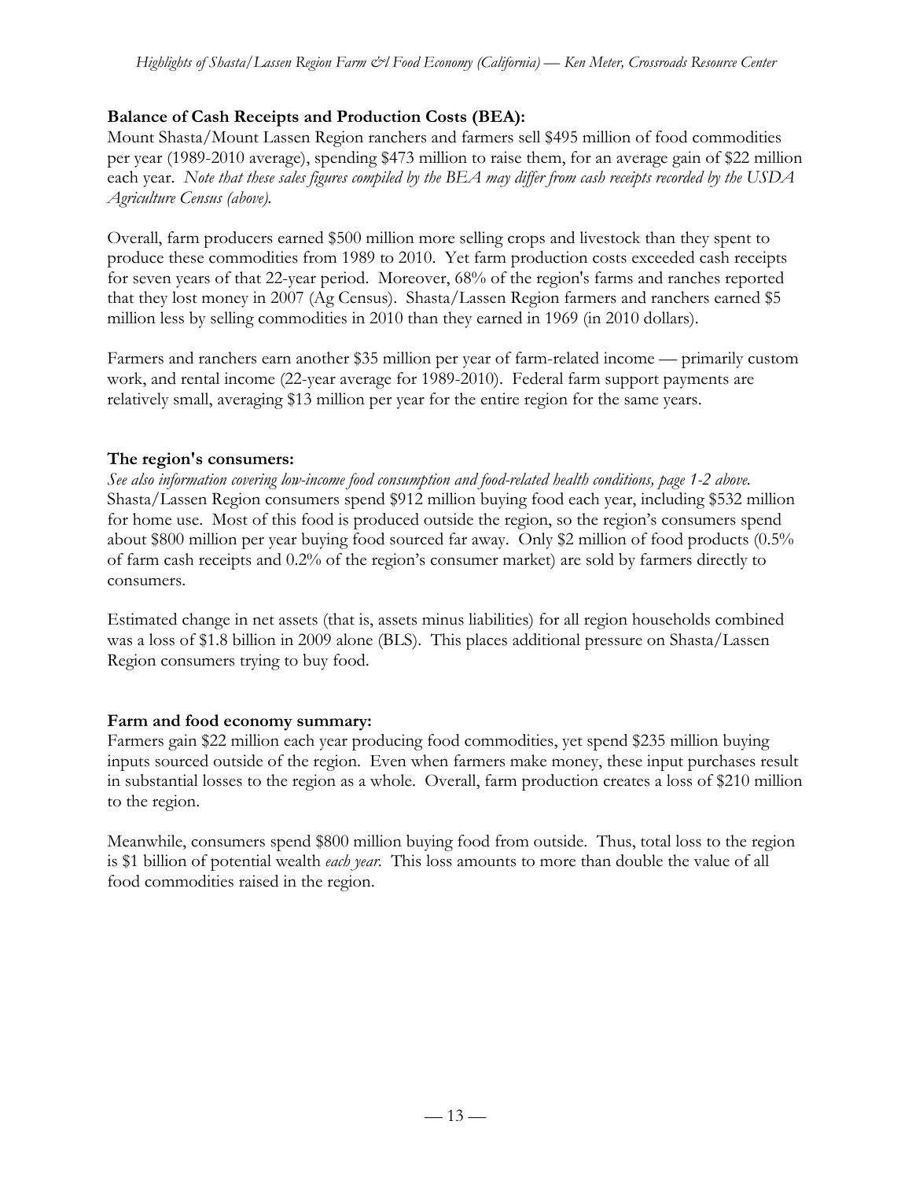**Balance of Cash Receipts and Production Costs (BEA):**

Mount Shasta/Mount Lassen Region ranchers and farmers sell $495 million of food commodities per year (1989-2010 average), spending $473 million to raise them, for an average gain of $22 million each year. *Note that these sales figures compiled by the BEA may differ from cash receipts recorded by the USDA Agriculture Census (above).*

Overall, farm producers earned $500 million more selling crops and livestock than they spent to produce these commodities from 1989 to 2010. Yet farm production costs exceeded cash receipts for seven years of that 22-year period. Moreover, 68% of the region's farms and ranches reported that they lost money in 2007 (Ag Census). Shasta/Lassen Region farmers and ranchers earned $5 million less by selling commodities in 2010 than they earned in 1969 (in 2010 dollars).

Farmers and ranchers earn another $35 million per year of farm-related income — primarily custom work, and rental income (22-year average for 1989-2010). Federal farm support payments are relatively small, averaging $13 million per year for the entire region for the same years.

**The region's consumers:**

*See also information covering low-income food consumption and food-related health conditions, page 1-2 above.*
Shasta/Lassen Region consumers spend $912 million buying food each year, including $532 million for home use. Most of this food is produced outside the region, so the region's consumers spend about $800 million per year buying food sourced far away. Only $2 million of food products (0.5% of farm cash receipts and 0.2% of the region's consumer market) are sold by farmers directly to consumers.

Estimated change in net assets (that is, assets minus liabilities) for all region households combined was a loss of $1.8 billion in 2009 alone (BLS). This places additional pressure on Shasta/Lassen Region consumers trying to buy food.

**Farm and food economy summary:**

Farmers gain $22 million each year producing food commodities, yet spend $235 million buying inputs sourced outside of the region. Even when farmers make money, these input purchases result in substantial losses to the region as a whole. Overall, farm production creates a loss of $210 million to the region.

Meanwhile, consumers spend $800 million buying food from outside. Thus, total loss to the region is $1 billion of potential wealth *each year*. This loss amounts to more than double the value of all food commodities raised in the region.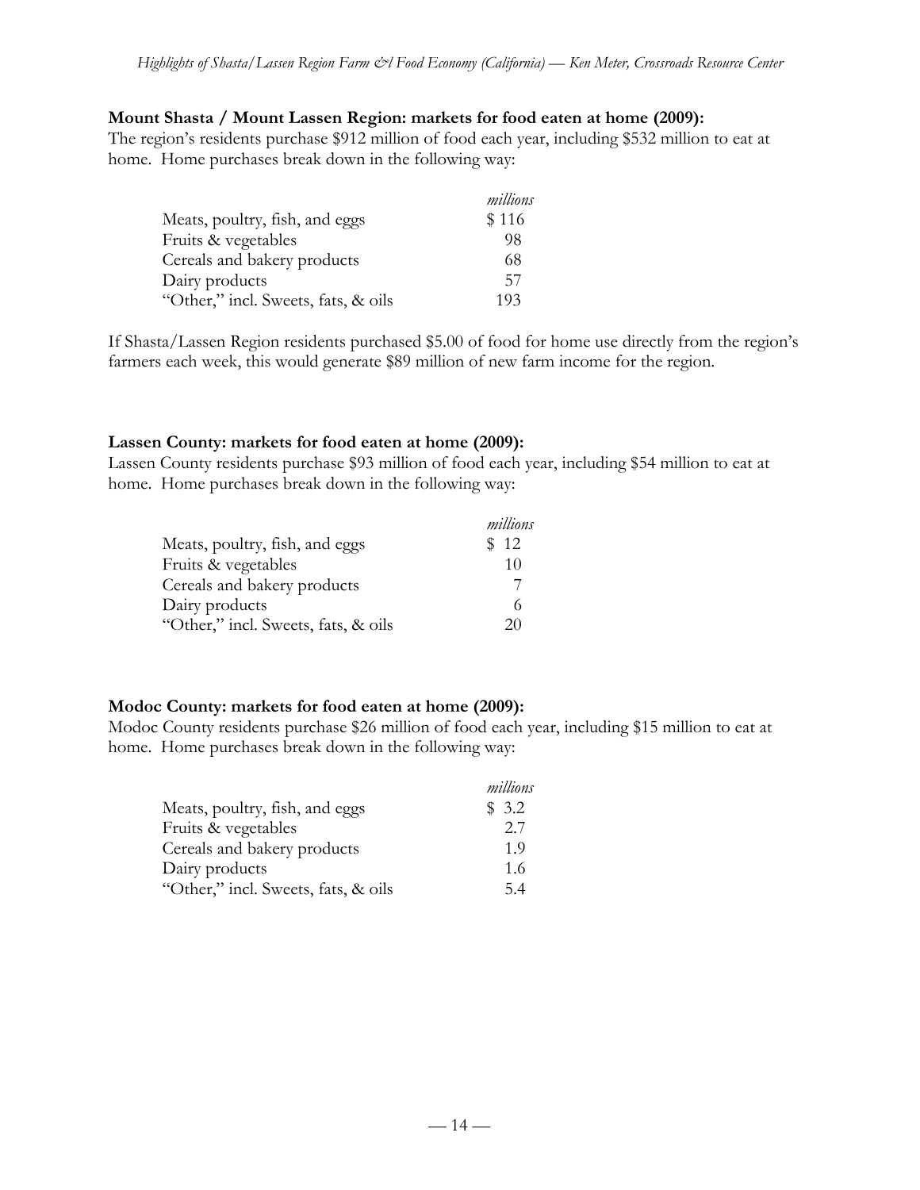**Mount Shasta / Mount Lassen Region: markets for food eaten at home (2009):**

The region's residents purchase $912 million of food each year, including $532 million to eat at home. Home purchases break down in the following way:

| | *millions* |
|---|---|
| Meats, poultry, fish, and eggs | $ 116 |
| Fruits & vegetables | 98 |
| Cereals and bakery products | 68 |
| Dairy products | 57 |
| "Other," incl. Sweets, fats, & oils | 193 |

If Shasta/Lassen Region residents purchased $5.00 of food for home use directly from the region's farmers each week, this would generate $89 million of new farm income for the region.

**Lassen County: markets for food eaten at home (2009):**

Lassen County residents purchase $93 million of food each year, including $54 million to eat at home. Home purchases break down in the following way:

| | *millions* |
|---|---|
| Meats, poultry, fish, and eggs | $ 12 |
| Fruits & vegetables | 10 |
| Cereals and bakery products | 7 |
| Dairy products | 6 |
| "Other," incl. Sweets, fats, & oils | 20 |

**Modoc County: markets for food eaten at home (2009):**

Modoc County residents purchase $26 million of food each year, including $15 million to eat at home. Home purchases break down in the following way:

| | *millions* |
|---|---|
| Meats, poultry, fish, and eggs | $ 3.2 |
| Fruits & vegetables | 2.7 |
| Cereals and bakery products | 1.9 |
| Dairy products | 1.6 |
| "Other," incl. Sweets, fats, & oils | 5.4 |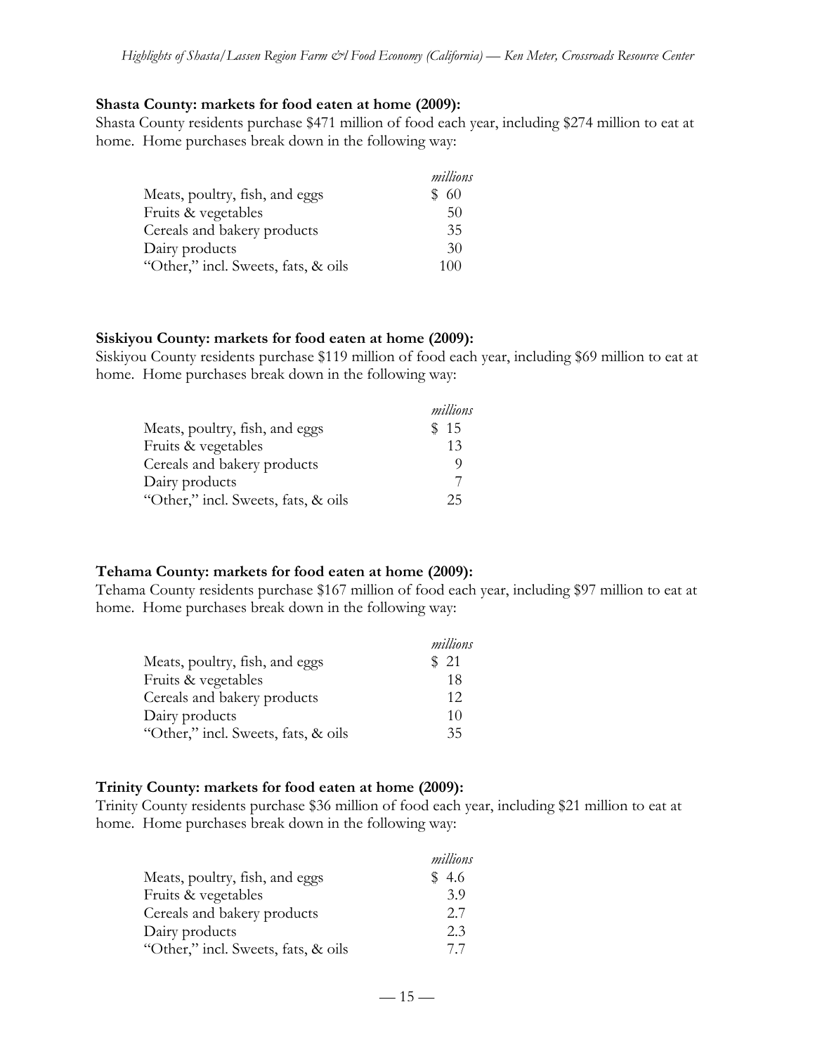**Shasta County: markets for food eaten at home (2009):**

Shasta County residents purchase $471 million of food each year, including $274 million to eat at home. Home purchases break down in the following way:

| | *millions* |
|---|---|
| Meats, poultry, fish, and eggs | $ 60 |
| Fruits & vegetables | 50 |
| Cereals and bakery products | 35 |
| Dairy products | 30 |
| "Other," incl. Sweets, fats, & oils | 100 |

**Siskiyou County: markets for food eaten at home (2009):**

Siskiyou County residents purchase $119 million of food each year, including $69 million to eat at home. Home purchases break down in the following way:

| | *millions* |
|---|---|
| Meats, poultry, fish, and eggs | $ 15 |
| Fruits & vegetables | 13 |
| Cereals and bakery products | 9 |
| Dairy products | 7 |
| "Other," incl. Sweets, fats, & oils | 25 |

**Tehama County: markets for food eaten at home (2009):**

Tehama County residents purchase $167 million of food each year, including $97 million to eat at home. Home purchases break down in the following way:

| | *millions* |
|---|---|
| Meats, poultry, fish, and eggs | $ 21 |
| Fruits & vegetables | 18 |
| Cereals and bakery products | 12 |
| Dairy products | 10 |
| "Other," incl. Sweets, fats, & oils | 35 |

**Trinity County: markets for food eaten at home (2009):**

Trinity County residents purchase $36 million of food each year, including $21 million to eat at home. Home purchases break down in the following way:

| | *millions* |
|---|---|
| Meats, poultry, fish, and eggs | $ 4.6 |
| Fruits & vegetables | 3.9 |
| Cereals and bakery products | 2.7 |
| Dairy products | 2.3 |
| "Other," incl. Sweets, fats, & oils | 7.7 |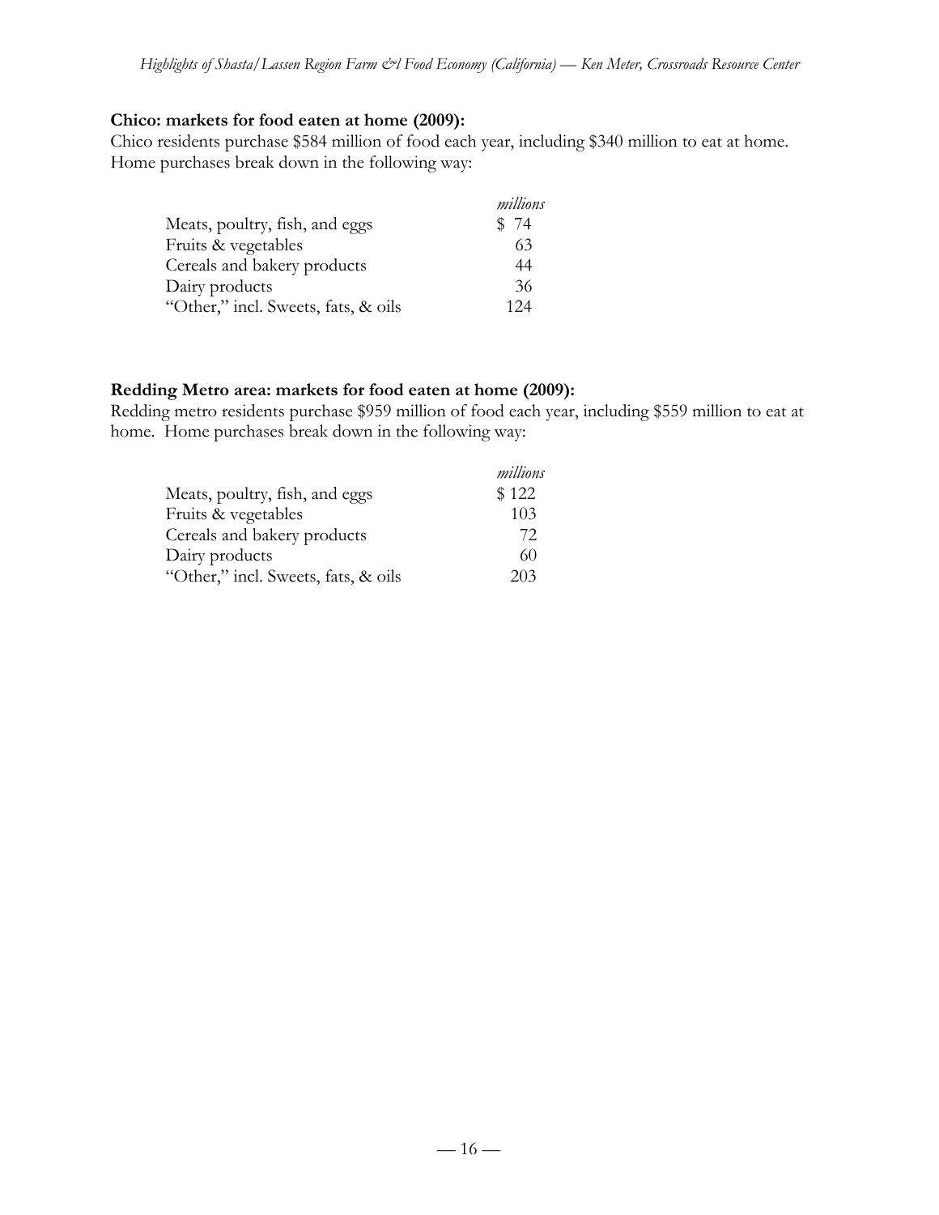**Chico: markets for food eaten at home (2009):**
Chico residents purchase $584 million of food each year, including $340 million to eat at home. Home purchases break down in the following way:

| | *millions* |
|---|---|
| Meats, poultry, fish, and eggs | $ 74 |
| Fruits & vegetables | 63 |
| Cereals and bakery products | 44 |
| Dairy products | 36 |
| "Other," incl. Sweets, fats, & oils | 124 |

**Redding Metro area: markets for food eaten at home (2009):**
Redding metro residents purchase $959 million of food each year, including $559 million to eat at home. Home purchases break down in the following way:

| | *millions* |
|---|---|
| Meats, poultry, fish, and eggs | $ 122 |
| Fruits & vegetables | 103 |
| Cereals and bakery products | 72 |
| Dairy products | 60 |
| "Other," incl. Sweets, fats, & oils | 203 |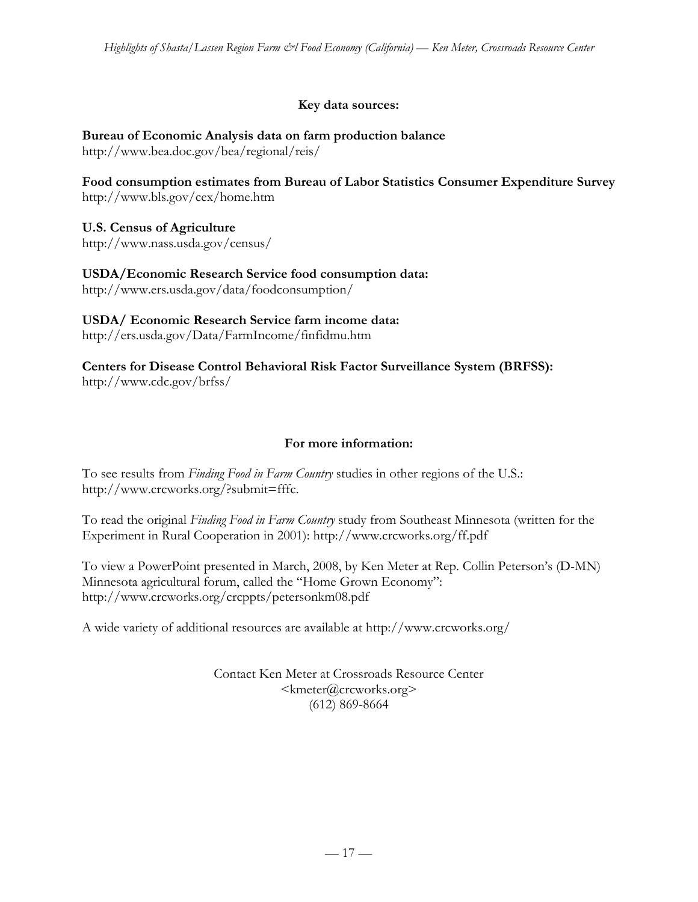### Key data sources:

**Bureau of Economic Analysis data on farm production balance**
http://www.bea.doc.gov/bea/regional/reis/

**Food consumption estimates from Bureau of Labor Statistics Consumer Expenditure Survey**
http://www.bls.gov/cex/home.htm

**U.S. Census of Agriculture**
http://www.nass.usda.gov/census/

**USDA/Economic Research Service food consumption data:**
http://www.ers.usda.gov/data/foodconsumption/

**USDA/ Economic Research Service farm income data:**
http://ers.usda.gov/Data/FarmIncome/finfidmu.htm

**Centers for Disease Control Behavioral Risk Factor Surveillance System (BRFSS):**
http://www.cdc.gov/brfss/

### For more information:

To see results from *Finding Food in Farm Country* studies in other regions of the U.S.: http://www.crcworks.org/?submit=fffc.

To read the original *Finding Food in Farm Country* study from Southeast Minnesota (written for the Experiment in Rural Cooperation in 2001): http://www.crcworks.org/ff.pdf

To view a PowerPoint presented in March, 2008, by Ken Meter at Rep. Collin Peterson's (D-MN) Minnesota agricultural forum, called the "Home Grown Economy": http://www.crcworks.org/crcppts/petersonkm08.pdf

A wide variety of additional resources are available at http://www.crcworks.org/

Contact Ken Meter at Crossroads Resource Center
<kmeter@crcworks.org>
(612) 869-8664